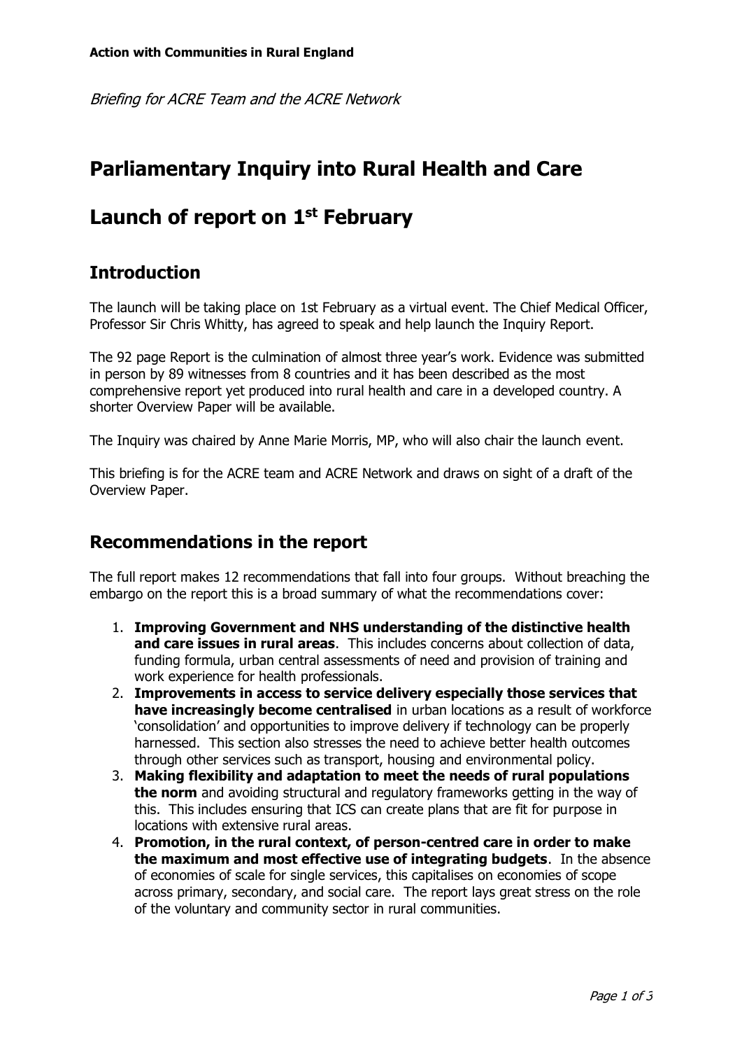**Action with Communities in Rural England**

*Briefing for ACRE Team and the ACRE Network*

# Parliamentary Inquiry into Rural Health and Care

# Launch of report on 1st February

## Introduction

The launch will be taking place on 1st February as a virtual event. The Chief Medical Officer, Professor Sir Chris Whitty, has agreed to speak and help launch the Inquiry Report.

The 92 page Report is the culmination of almost three year's work. Evidence was submitted in person by 89 witnesses from 8 countries and it has been described as the most comprehensive report yet produced into rural health and care in a developed country. A shorter Overview Paper will be available.

The Inquiry was chaired by Anne Marie Morris, MP, who will also chair the launch event.

This briefing is for the ACRE team and ACRE Network and draws on sight of a draft of the Overview Paper.

## Recommendations in the report

The full report makes 12 recommendations that fall into four groups. Without breaching the embargo on the report this is a broad summary of what the recommendations cover:

1. **Improving Government and NHS understanding of the distinctive health and care issues in rural areas**. This includes concerns about collection of data, funding formula, urban central assessments of need and provision of training and work experience for health professionals.
2. **Improvements in access to service delivery especially those services that have increasingly become centralised** in urban locations as a result of workforce 'consolidation' and opportunities to improve delivery if technology can be properly harnessed. This section also stresses the need to achieve better health outcomes through other services such as transport, housing and environmental policy.
3. **Making flexibility and adaptation to meet the needs of rural populations the norm** and avoiding structural and regulatory frameworks getting in the way of this. This includes ensuring that ICS can create plans that are fit for purpose in locations with extensive rural areas.
4. **Promotion, in the rural context, of person-centred care in order to make the maximum and most effective use of integrating budgets**. In the absence of economies of scale for single services, this capitalises on economies of scope across primary, secondary, and social care. The report lays great stress on the role of the voluntary and community sector in rural communities.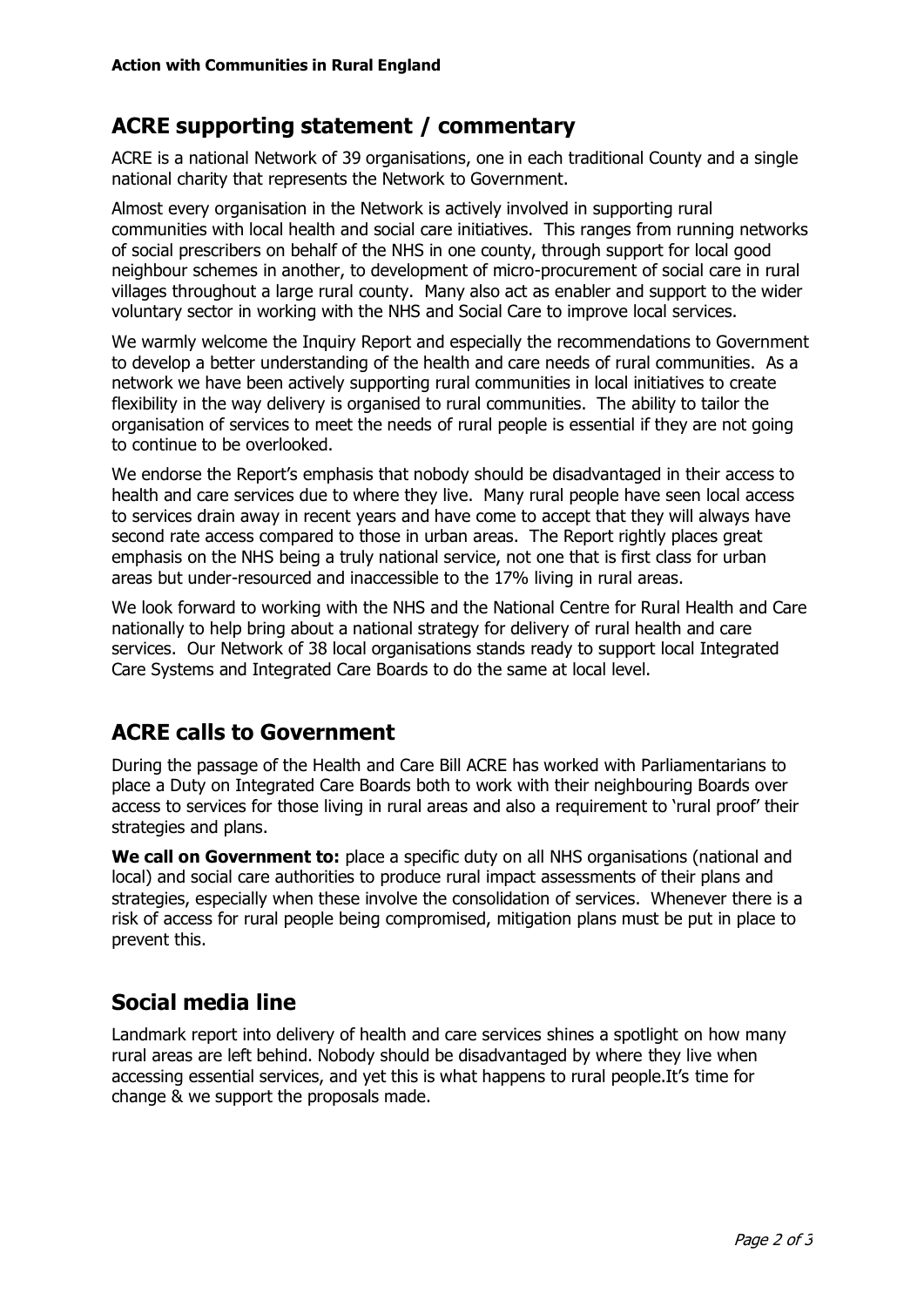**Action with Communities in Rural England**

## ACRE supporting statement / commentary

ACRE is a national Network of 39 organisations, one in each traditional County and a single national charity that represents the Network to Government.

Almost every organisation in the Network is actively involved in supporting rural communities with local health and social care initiatives. This ranges from running networks of social prescribers on behalf of the NHS in one county, through support for local good neighbour schemes in another, to development of micro-procurement of social care in rural villages throughout a large rural county. Many also act as enabler and support to the wider voluntary sector in working with the NHS and Social Care to improve local services.

We warmly welcome the Inquiry Report and especially the recommendations to Government to develop a better understanding of the health and care needs of rural communities. As a network we have been actively supporting rural communities in local initiatives to create flexibility in the way delivery is organised to rural communities. The ability to tailor the organisation of services to meet the needs of rural people is essential if they are not going to continue to be overlooked.

We endorse the Report's emphasis that nobody should be disadvantaged in their access to health and care services due to where they live. Many rural people have seen local access to services drain away in recent years and have come to accept that they will always have second rate access compared to those in urban areas. The Report rightly places great emphasis on the NHS being a truly national service, not one that is first class for urban areas but under-resourced and inaccessible to the 17% living in rural areas.

We look forward to working with the NHS and the National Centre for Rural Health and Care nationally to help bring about a national strategy for delivery of rural health and care services. Our Network of 38 local organisations stands ready to support local Integrated Care Systems and Integrated Care Boards to do the same at local level.

## ACRE calls to Government

During the passage of the Health and Care Bill ACRE has worked with Parliamentarians to place a Duty on Integrated Care Boards both to work with their neighbouring Boards over access to services for those living in rural areas and also a requirement to 'rural proof' their strategies and plans.

**We call on Government to:** place a specific duty on all NHS organisations (national and local) and social care authorities to produce rural impact assessments of their plans and strategies, especially when these involve the consolidation of services. Whenever there is a risk of access for rural people being compromised, mitigation plans must be put in place to prevent this.

## Social media line

Landmark report into delivery of health and care services shines a spotlight on how many rural areas are left behind. Nobody should be disadvantaged by where they live when accessing essential services, and yet this is what happens to rural people.It's time for change & we support the proposals made.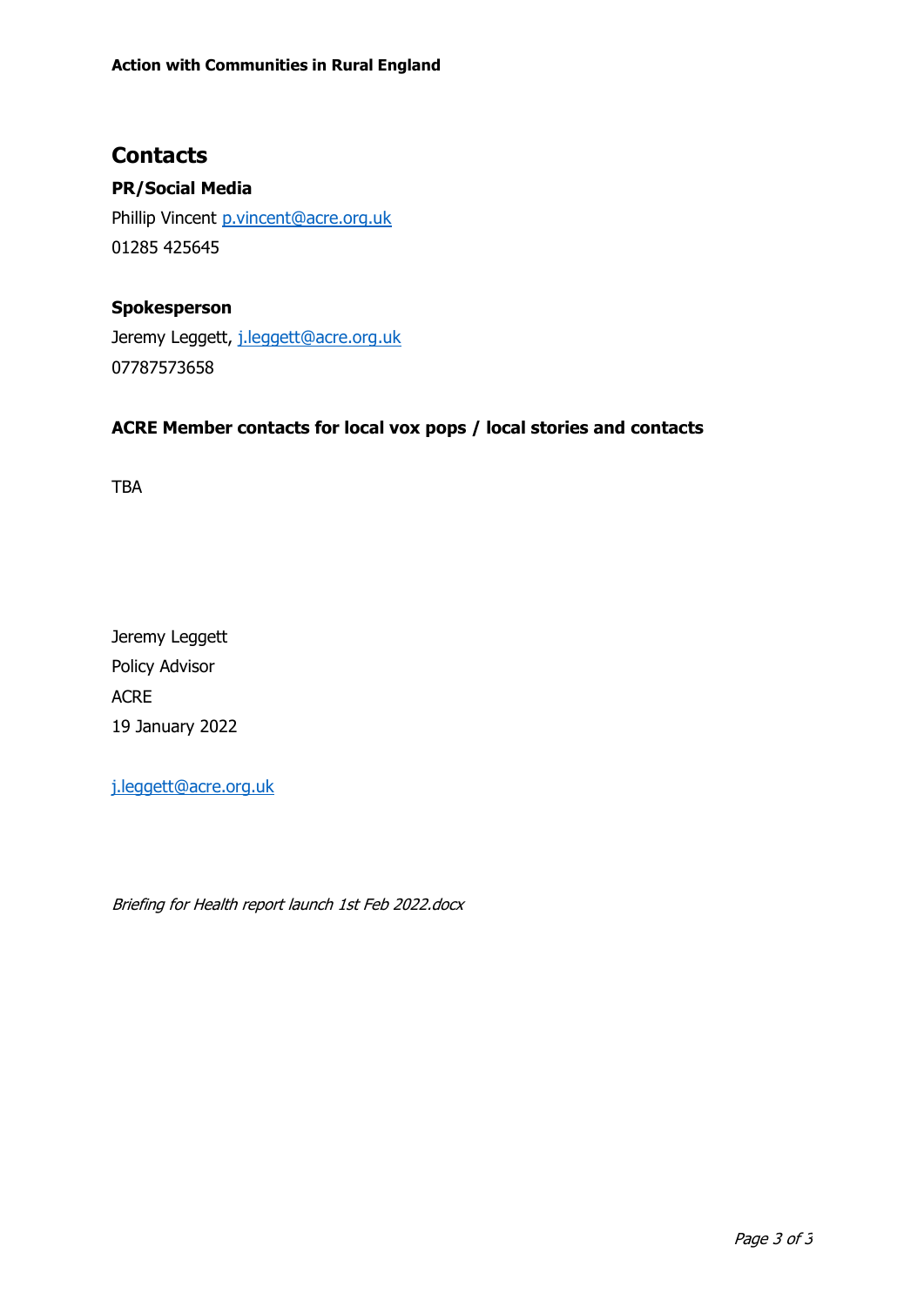## Contacts

**PR/Social Media**

Phillip Vincent p.vincent@acre.org.uk

01285 425645

**Spokesperson**

Jeremy Leggett, j.leggett@acre.org.uk

07787573658

**ACRE Member contacts for local vox pops / local stories and contacts**

TBA

Jeremy Leggett

Policy Advisor

ACRE

19 January 2022

j.leggett@acre.org.uk

*Briefing for Health report launch 1st Feb 2022.docx*